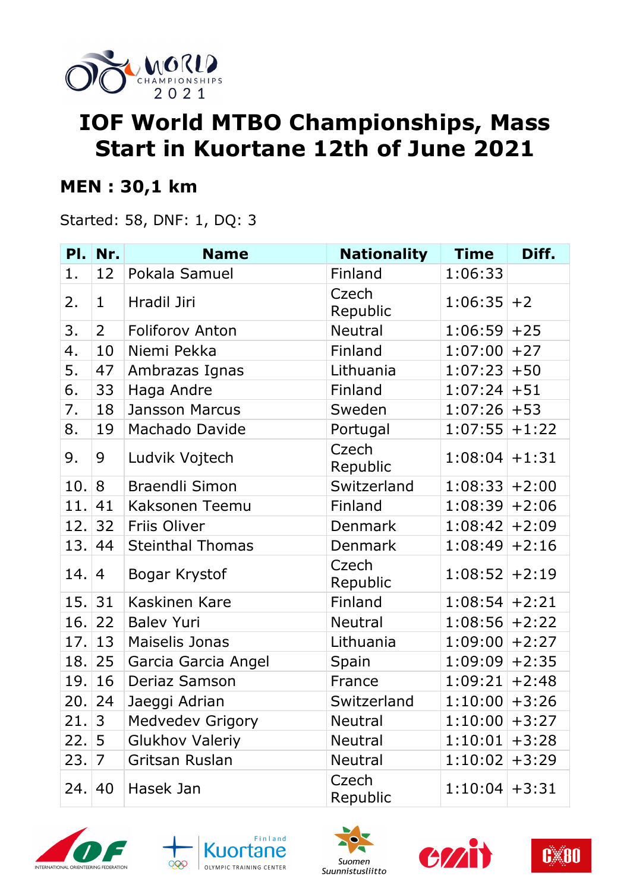# IOF World MTBO Championships, Mass Start in Kuortane 12th of June 2021

## MEN : 30,1 km

Started: 58, DNF: 1, DQ: 3

| Pl. | Nr. | Name | Nationality | Time | Diff. |
|---|---|---|---|---|---|
| 1. | 12 | Pokala Samuel | Finland | 1:06:33 | |
| 2. | 1 | Hradil Jiri | Czech Republic | 1:06:35 | +2 |
| 3. | 2 | Foliforov Anton | Neutral | 1:06:59 | +25 |
| 4. | 10 | Niemi Pekka | Finland | 1:07:00 | +27 |
| 5. | 47 | Ambrazas Ignas | Lithuania | 1:07:23 | +50 |
| 6. | 33 | Haga Andre | Finland | 1:07:24 | +51 |
| 7. | 18 | Jansson Marcus | Sweden | 1:07:26 | +53 |
| 8. | 19 | Machado Davide | Portugal | 1:07:55 | +1:22 |
| 9. | 9 | Ludvik Vojtech | Czech Republic | 1:08:04 | +1:31 |
| 10. | 8 | Braendli Simon | Switzerland | 1:08:33 | +2:00 |
| 11. | 41 | Kaksonen Teemu | Finland | 1:08:39 | +2:06 |
| 12. | 32 | Friis Oliver | Denmark | 1:08:42 | +2:09 |
| 13. | 44 | Steinthal Thomas | Denmark | 1:08:49 | +2:16 |
| 14. | 4 | Bogar Krystof | Czech Republic | 1:08:52 | +2:19 |
| 15. | 31 | Kaskinen Kare | Finland | 1:08:54 | +2:21 |
| 16. | 22 | Balev Yuri | Neutral | 1:08:56 | +2:22 |
| 17. | 13 | Maiselis Jonas | Lithuania | 1:09:00 | +2:27 |
| 18. | 25 | Garcia Garcia Angel | Spain | 1:09:09 | +2:35 |
| 19. | 16 | Deriaz Samson | France | 1:09:21 | +2:48 |
| 20. | 24 | Jaeggi Adrian | Switzerland | 1:10:00 | +3:26 |
| 21. | 3 | Medvedev Grigory | Neutral | 1:10:00 | +3:27 |
| 22. | 5 | Glukhov Valeriy | Neutral | 1:10:01 | +3:28 |
| 23. | 7 | Gritsan Ruslan | Neutral | 1:10:02 | +3:29 |
| 24. | 40 | Hasek Jan | Czech Republic | 1:10:04 | +3:31 |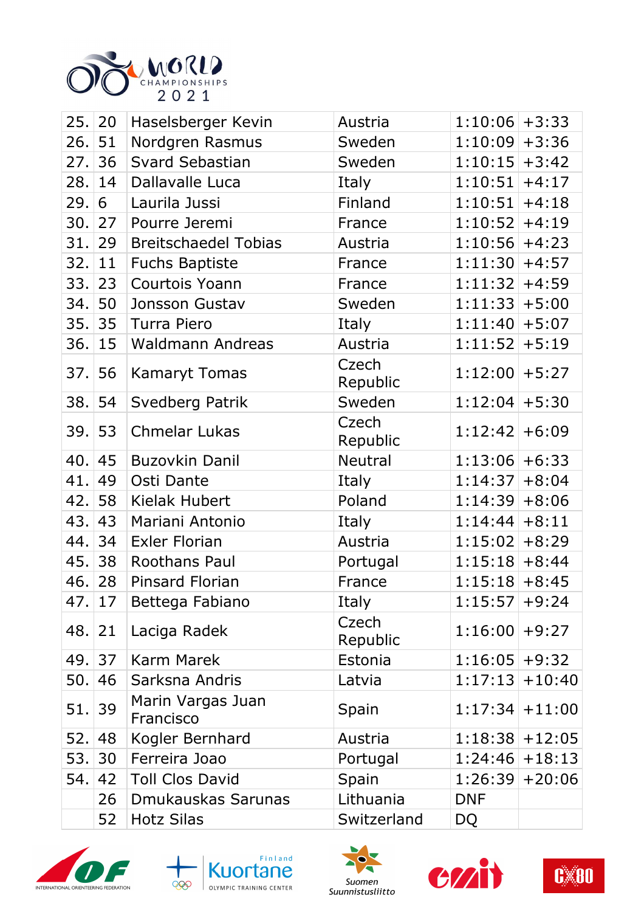| | | | | | |
|---|---|---|---|---|---|
| 25. | 20 | Haselsberger Kevin | Austria | 1:10:06 | +3:33 |
| 26. | 51 | Nordgren Rasmus | Sweden | 1:10:09 | +3:36 |
| 27. | 36 | Svard Sebastian | Sweden | 1:10:15 | +3:42 |
| 28. | 14 | Dallavalle Luca | Italy | 1:10:51 | +4:17 |
| 29. | 6 | Laurila Jussi | Finland | 1:10:51 | +4:18 |
| 30. | 27 | Pourre Jeremi | France | 1:10:52 | +4:19 |
| 31. | 29 | Breitschaedel Tobias | Austria | 1:10:56 | +4:23 |
| 32. | 11 | Fuchs Baptiste | France | 1:11:30 | +4:57 |
| 33. | 23 | Courtois Yoann | France | 1:11:32 | +4:59 |
| 34. | 50 | Jonsson Gustav | Sweden | 1:11:33 | +5:00 |
| 35. | 35 | Turra Piero | Italy | 1:11:40 | +5:07 |
| 36. | 15 | Waldmann Andreas | Austria | 1:11:52 | +5:19 |
| 37. | 56 | Kamaryt Tomas | Czech Republic | 1:12:00 | +5:27 |
| 38. | 54 | Svedberg Patrik | Sweden | 1:12:04 | +5:30 |
| 39. | 53 | Chmelar Lukas | Czech Republic | 1:12:42 | +6:09 |
| 40. | 45 | Buzovkin Danil | Neutral | 1:13:06 | +6:33 |
| 41. | 49 | Osti Dante | Italy | 1:14:37 | +8:04 |
| 42. | 58 | Kielak Hubert | Poland | 1:14:39 | +8:06 |
| 43. | 43 | Mariani Antonio | Italy | 1:14:44 | +8:11 |
| 44. | 34 | Exler Florian | Austria | 1:15:02 | +8:29 |
| 45. | 38 | Roothans Paul | Portugal | 1:15:18 | +8:44 |
| 46. | 28 | Pinsard Florian | France | 1:15:18 | +8:45 |
| 47. | 17 | Bettega Fabiano | Italy | 1:15:57 | +9:24 |
| 48. | 21 | Laciga Radek | Czech Republic | 1:16:00 | +9:27 |
| 49. | 37 | Karm Marek | Estonia | 1:16:05 | +9:32 |
| 50. | 46 | Sarksna Andris | Latvia | 1:17:13 | +10:40 |
| 51. | 39 | Marin Vargas Juan Francisco | Spain | 1:17:34 | +11:00 |
| 52. | 48 | Kogler Bernhard | Austria | 1:18:38 | +12:05 |
| 53. | 30 | Ferreira Joao | Portugal | 1:24:46 | +18:13 |
| 54. | 42 | Toll Clos David | Spain | 1:26:39 | +20:06 |
| | 26 | Dmukauskas Sarunas | Lithuania | DNF | |
| | 52 | Hotz Silas | Switzerland | DQ | |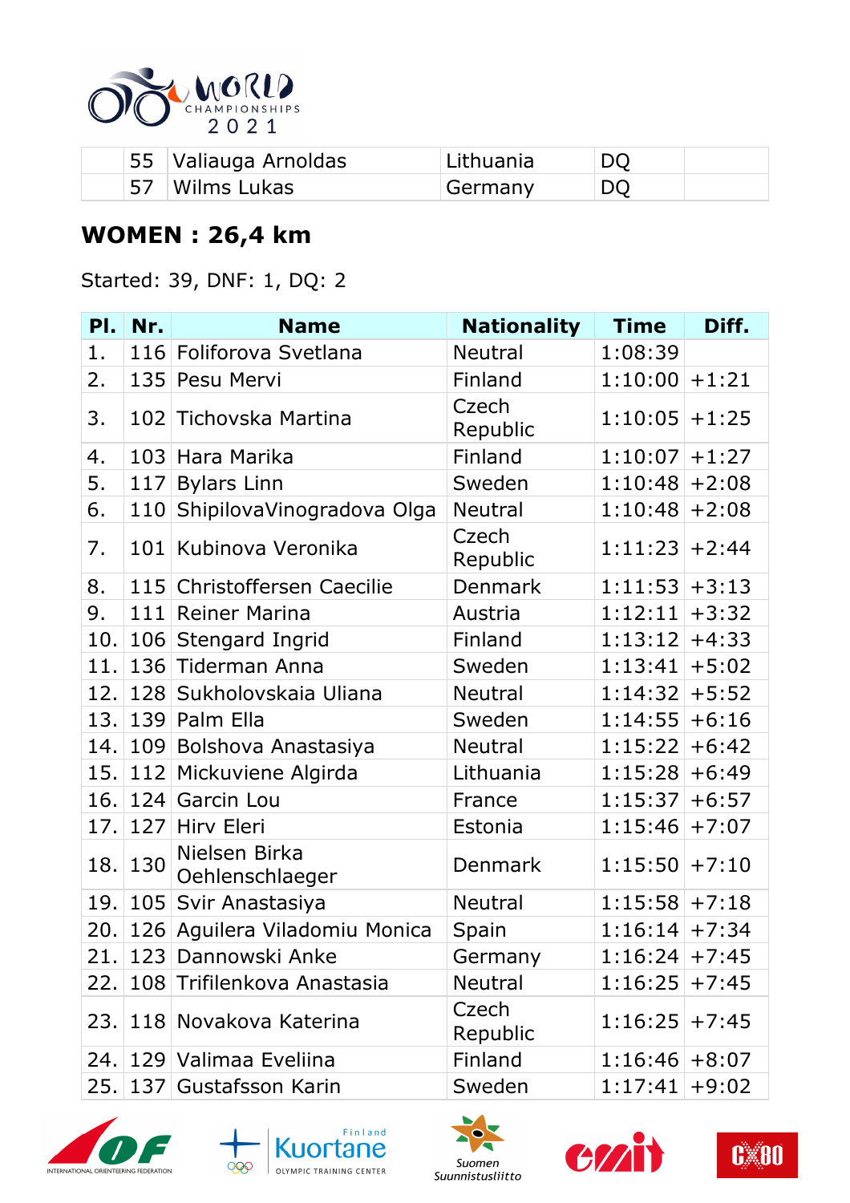| | 55 | Valiauga Arnoldas | Lithuania | DQ | |
|---|---|---|---|---|---|
| | 57 | Wilms Lukas | Germany | DQ | |

## WOMEN : 26,4 km

Started: 39, DNF: 1, DQ: 2

| Pl. | Nr. | Name | Nationality | Time | Diff. |
|---|---|---|---|---|---|
| 1. | 116 | Foliforova Svetlana | Neutral | 1:08:39 | |
| 2. | 135 | Pesu Mervi | Finland | 1:10:00 | +1:21 |
| 3. | 102 | Tichovska Martina | Czech Republic | 1:10:05 | +1:25 |
| 4. | 103 | Hara Marika | Finland | 1:10:07 | +1:27 |
| 5. | 117 | Bylars Linn | Sweden | 1:10:48 | +2:08 |
| 6. | 110 | ShipilovaVinogradova Olga | Neutral | 1:10:48 | +2:08 |
| 7. | 101 | Kubinova Veronika | Czech Republic | 1:11:23 | +2:44 |
| 8. | 115 | Christoffersen Caecilie | Denmark | 1:11:53 | +3:13 |
| 9. | 111 | Reiner Marina | Austria | 1:12:11 | +3:32 |
| 10. | 106 | Stengard Ingrid | Finland | 1:13:12 | +4:33 |
| 11. | 136 | Tiderman Anna | Sweden | 1:13:41 | +5:02 |
| 12. | 128 | Sukholovskaia Uliana | Neutral | 1:14:32 | +5:52 |
| 13. | 139 | Palm Ella | Sweden | 1:14:55 | +6:16 |
| 14. | 109 | Bolshova Anastasiya | Neutral | 1:15:22 | +6:42 |
| 15. | 112 | Mickuviene Algirda | Lithuania | 1:15:28 | +6:49 |
| 16. | 124 | Garcin Lou | France | 1:15:37 | +6:57 |
| 17. | 127 | Hirv Eleri | Estonia | 1:15:46 | +7:07 |
| 18. | 130 | Nielsen Birka Oehlenschlaeger | Denmark | 1:15:50 | +7:10 |
| 19. | 105 | Svir Anastasiya | Neutral | 1:15:58 | +7:18 |
| 20. | 126 | Aguilera Viladomiu Monica | Spain | 1:16:14 | +7:34 |
| 21. | 123 | Dannowski Anke | Germany | 1:16:24 | +7:45 |
| 22. | 108 | Trifilenkova Anastasia | Neutral | 1:16:25 | +7:45 |
| 23. | 118 | Novakova Katerina | Czech Republic | 1:16:25 | +7:45 |
| 24. | 129 | Valimaa Eveliina | Finland | 1:16:46 | +8:07 |
| 25. | 137 | Gustafsson Karin | Sweden | 1:17:41 | +9:02 |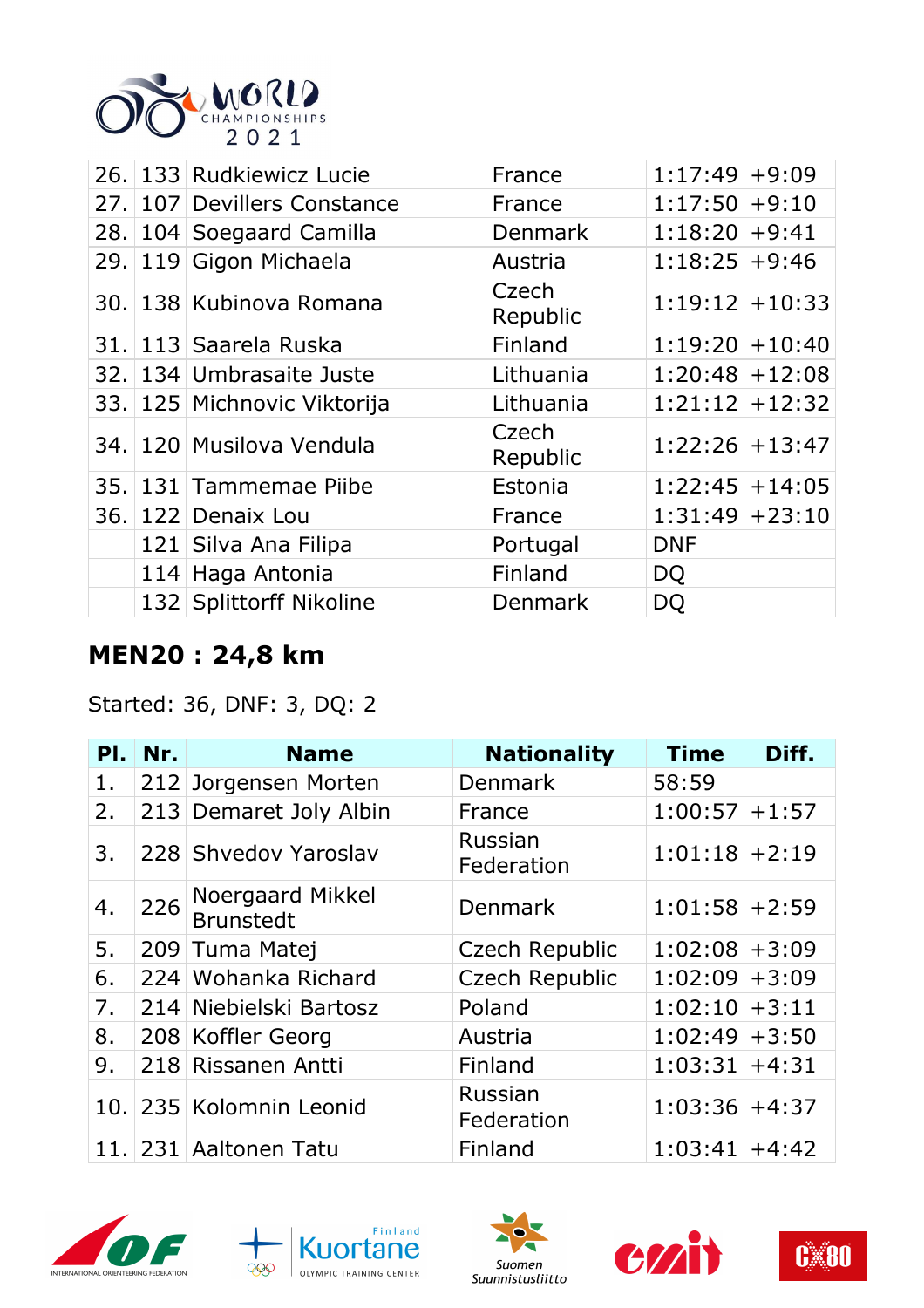| | | | | | |
|---|---|---|---|---|---|
| 26. | 133 | Rudkiewicz Lucie | France | 1:17:49 | +9:09 |
| 27. | 107 | Devillers Constance | France | 1:17:50 | +9:10 |
| 28. | 104 | Soegaard Camilla | Denmark | 1:18:20 | +9:41 |
| 29. | 119 | Gigon Michaela | Austria | 1:18:25 | +9:46 |
| 30. | 138 | Kubinova Romana | Czech Republic | 1:19:12 | +10:33 |
| 31. | 113 | Saarela Ruska | Finland | 1:19:20 | +10:40 |
| 32. | 134 | Umbrasaite Juste | Lithuania | 1:20:48 | +12:08 |
| 33. | 125 | Michnovic Viktorija | Lithuania | 1:21:12 | +12:32 |
| 34. | 120 | Musilova Vendula | Czech Republic | 1:22:26 | +13:47 |
| 35. | 131 | Tammemae Piibe | Estonia | 1:22:45 | +14:05 |
| 36. | 122 | Denaix Lou | France | 1:31:49 | +23:10 |
| | 121 | Silva Ana Filipa | Portugal | DNF | |
| | 114 | Haga Antonia | Finland | DQ | |
| | 132 | Splittorff Nikoline | Denmark | DQ | |

## MEN20 : 24,8 km

Started: 36, DNF: 3, DQ: 2

| Pl. | Nr. | Name | Nationality | Time | Diff. |
|---|---|---|---|---|---|
| 1. | 212 | Jorgensen Morten | Denmark | 58:59 | |
| 2. | 213 | Demaret Joly Albin | France | 1:00:57 | +1:57 |
| 3. | 228 | Shvedov Yaroslav | Russian Federation | 1:01:18 | +2:19 |
| 4. | 226 | Noergaard Mikkel Brunstedt | Denmark | 1:01:58 | +2:59 |
| 5. | 209 | Tuma Matej | Czech Republic | 1:02:08 | +3:09 |
| 6. | 224 | Wohanka Richard | Czech Republic | 1:02:09 | +3:09 |
| 7. | 214 | Niebielski Bartosz | Poland | 1:02:10 | +3:11 |
| 8. | 208 | Koffler Georg | Austria | 1:02:49 | +3:50 |
| 9. | 218 | Rissanen Antti | Finland | 1:03:31 | +4:31 |
| 10. | 235 | Kolomnin Leonid | Russian Federation | 1:03:36 | +4:37 |
| 11. | 231 | Aaltonen Tatu | Finland | 1:03:41 | +4:42 |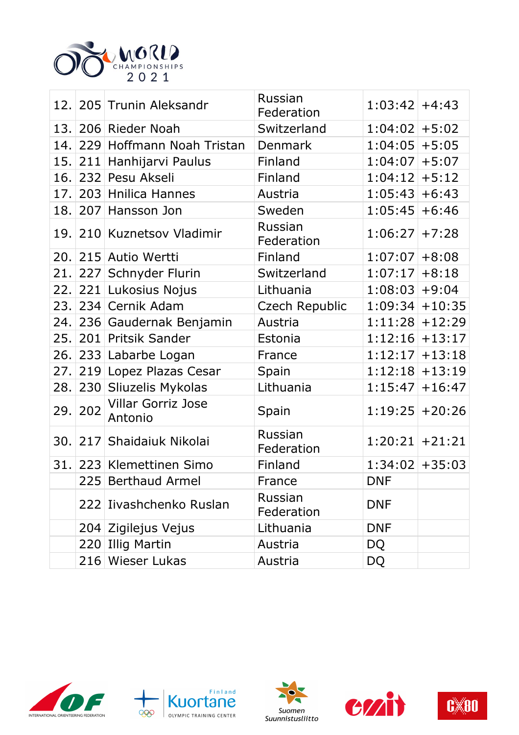| 12. | 205 | Trunin Aleksandr | Russian Federation | 1:03:42 | +4:43 |
|---|---|---|---|---|---|
| 13. | 206 | Rieder Noah | Switzerland | 1:04:02 | +5:02 |
| 14. | 229 | Hoffmann Noah Tristan | Denmark | 1:04:05 | +5:05 |
| 15. | 211 | Hanhijarvi Paulus | Finland | 1:04:07 | +5:07 |
| 16. | 232 | Pesu Akseli | Finland | 1:04:12 | +5:12 |
| 17. | 203 | Hnilica Hannes | Austria | 1:05:43 | +6:43 |
| 18. | 207 | Hansson Jon | Sweden | 1:05:45 | +6:46 |
| 19. | 210 | Kuznetsov Vladimir | Russian Federation | 1:06:27 | +7:28 |
| 20. | 215 | Autio Wertti | Finland | 1:07:07 | +8:08 |
| 21. | 227 | Schnyder Flurin | Switzerland | 1:07:17 | +8:18 |
| 22. | 221 | Lukosius Nojus | Lithuania | 1:08:03 | +9:04 |
| 23. | 234 | Cernik Adam | Czech Republic | 1:09:34 | +10:35 |
| 24. | 236 | Gaudernak Benjamin | Austria | 1:11:28 | +12:29 |
| 25. | 201 | Pritsik Sander | Estonia | 1:12:16 | +13:17 |
| 26. | 233 | Labarbe Logan | France | 1:12:17 | +13:18 |
| 27. | 219 | Lopez Plazas Cesar | Spain | 1:12:18 | +13:19 |
| 28. | 230 | Sliuzelis Mykolas | Lithuania | 1:15:47 | +16:47 |
| 29. | 202 | Villar Gorriz Jose Antonio | Spain | 1:19:25 | +20:26 |
| 30. | 217 | Shaidaiuk Nikolai | Russian Federation | 1:20:21 | +21:21 |
| 31. | 223 | Klemettinen Simo | Finland | 1:34:02 | +35:03 |
| | 225 | Berthaud Armel | France | DNF | |
| | 222 | Iivashchenko Ruslan | Russian Federation | DNF | |
| | 204 | Zigilejus Vejus | Lithuania | DNF | |
| | 220 | Illig Martin | Austria | DQ | |
| | 216 | Wieser Lukas | Austria | DQ | |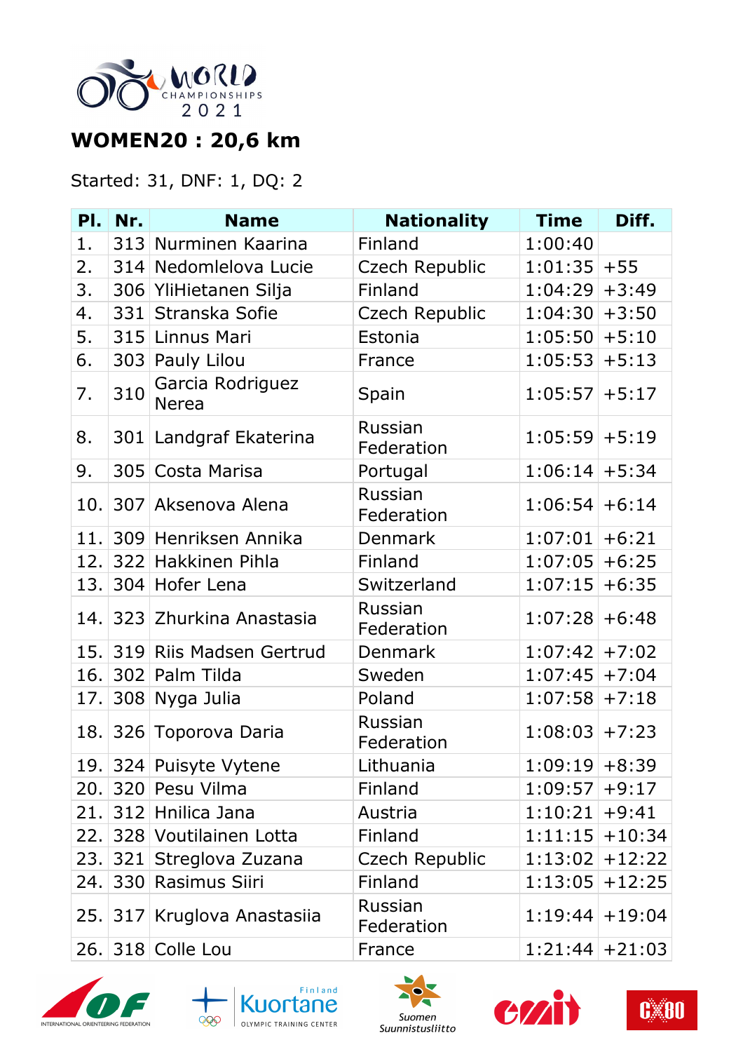# WOMEN20 : 20,6 km

Started: 31, DNF: 1, DQ: 2

| Pl. | Nr. | Name | Nationality | Time | Diff. |
|---|---|---|---|---|---|
| 1. | 313 | Nurminen Kaarina | Finland | 1:00:40 | |
| 2. | 314 | Nedomlelova Lucie | Czech Republic | 1:01:35 | +55 |
| 3. | 306 | YliHietanen Silja | Finland | 1:04:29 | +3:49 |
| 4. | 331 | Stranska Sofie | Czech Republic | 1:04:30 | +3:50 |
| 5. | 315 | Linnus Mari | Estonia | 1:05:50 | +5:10 |
| 6. | 303 | Pauly Lilou | France | 1:05:53 | +5:13 |
| 7. | 310 | Garcia Rodriguez Nerea | Spain | 1:05:57 | +5:17 |
| 8. | 301 | Landgraf Ekaterina | Russian Federation | 1:05:59 | +5:19 |
| 9. | 305 | Costa Marisa | Portugal | 1:06:14 | +5:34 |
| 10. | 307 | Aksenova Alena | Russian Federation | 1:06:54 | +6:14 |
| 11. | 309 | Henriksen Annika | Denmark | 1:07:01 | +6:21 |
| 12. | 322 | Hakkinen Pihla | Finland | 1:07:05 | +6:25 |
| 13. | 304 | Hofer Lena | Switzerland | 1:07:15 | +6:35 |
| 14. | 323 | Zhurkina Anastasia | Russian Federation | 1:07:28 | +6:48 |
| 15. | 319 | Riis Madsen Gertrud | Denmark | 1:07:42 | +7:02 |
| 16. | 302 | Palm Tilda | Sweden | 1:07:45 | +7:04 |
| 17. | 308 | Nyga Julia | Poland | 1:07:58 | +7:18 |
| 18. | 326 | Toporova Daria | Russian Federation | 1:08:03 | +7:23 |
| 19. | 324 | Puisyte Vytene | Lithuania | 1:09:19 | +8:39 |
| 20. | 320 | Pesu Vilma | Finland | 1:09:57 | +9:17 |
| 21. | 312 | Hnilica Jana | Austria | 1:10:21 | +9:41 |
| 22. | 328 | Voutilainen Lotta | Finland | 1:11:15 | +10:34 |
| 23. | 321 | Streglova Zuzana | Czech Republic | 1:13:02 | +12:22 |
| 24. | 330 | Rasimus Siiri | Finland | 1:13:05 | +12:25 |
| 25. | 317 | Kruglova Anastasiia | Russian Federation | 1:19:44 | +19:04 |
| 26. | 318 | Colle Lou | France | 1:21:44 | +21:03 |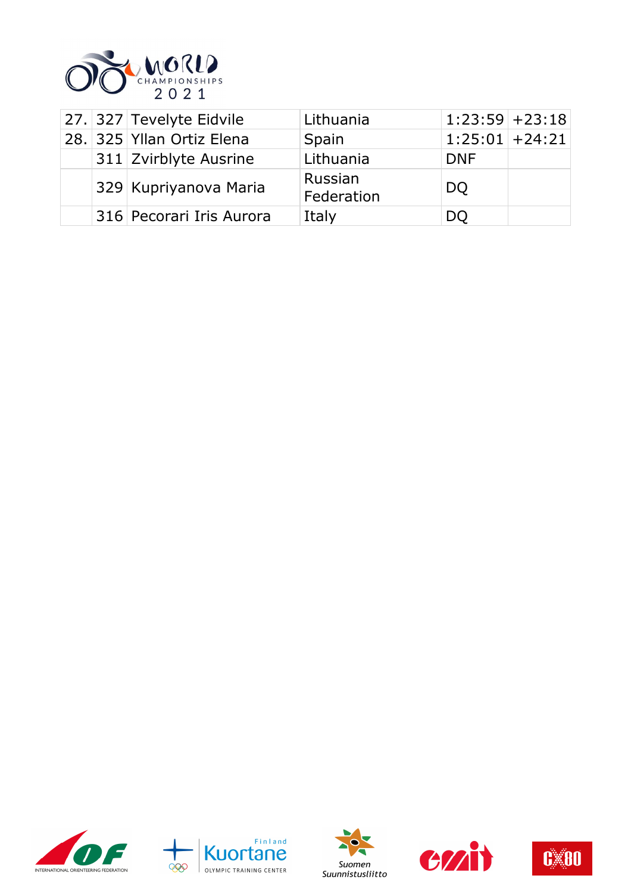| | | | | | |
|---|---|---|---|---|---|
| 27. | 327 | Tevelyte Eidvile | Lithuania | 1:23:59 | +23:18 |
| 28. | 325 | Yllan Ortiz Elena | Spain | 1:25:01 | +24:21 |
| | 311 | Zvirblyte Ausrine | Lithuania | DNF | |
| | 329 | Kupriyanova Maria | Russian Federation | DQ | |
| | 316 | Pecorari Iris Aurora | Italy | DQ | |